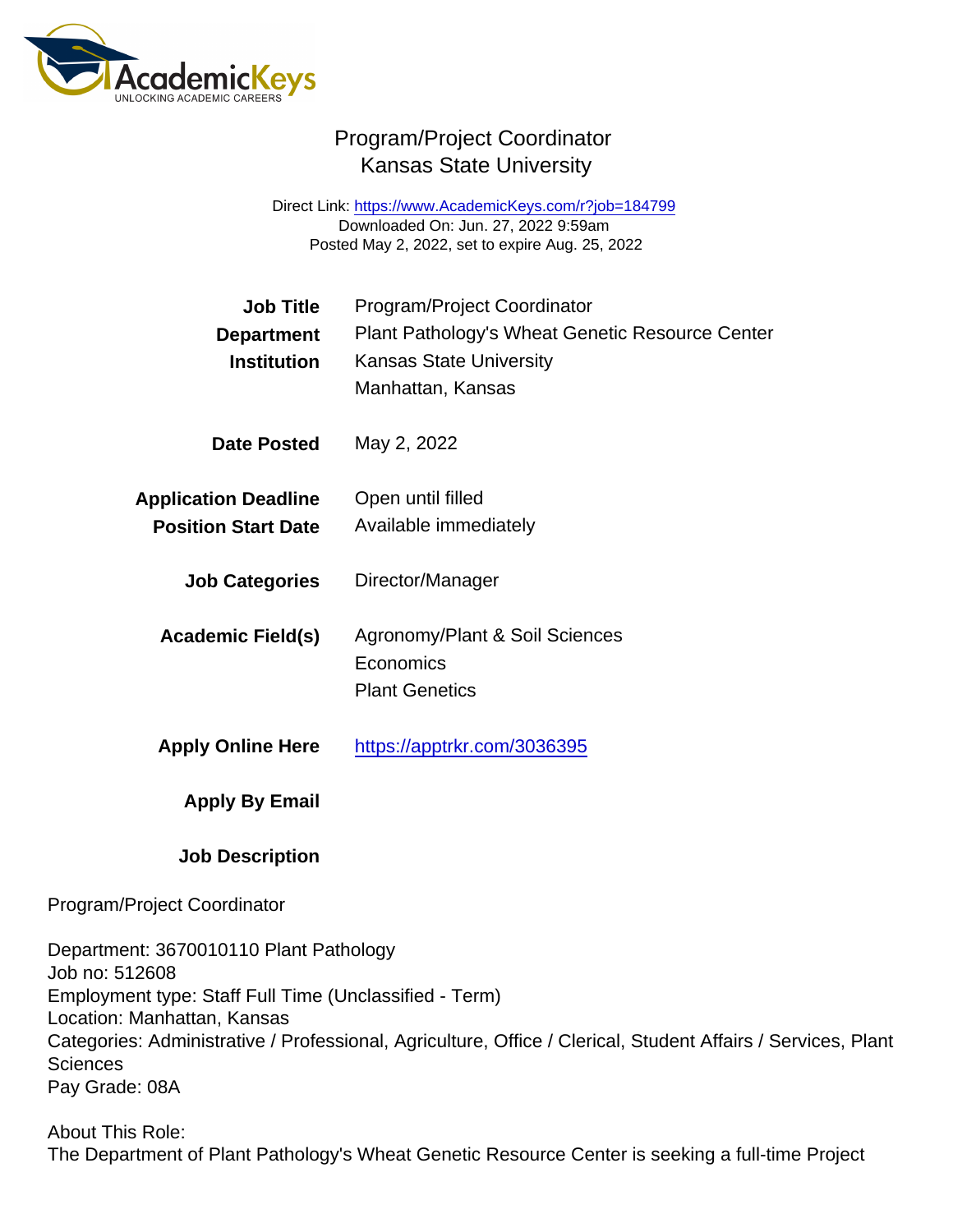# Program/Project Coordinator
## Kansas State University

Direct Link: https://www.AcademicKeys.com/r?job=184799
Downloaded On: Jun. 27, 2022 9:59am
Posted May 2, 2022, set to expire Aug. 25, 2022

**Job Title** Program/Project Coordinator
**Department** Plant Pathology's Wheat Genetic Resource Center
**Institution** Kansas State University
Manhattan, Kansas

**Date Posted** May 2, 2022

**Application Deadline** Open until filled
**Position Start Date** Available immediately

**Job Categories** Director/Manager

**Academic Field(s)** Agronomy/Plant & Soil Sciences
Economics
Plant Genetics

**Apply Online Here** https://apptrkr.com/3036395

**Apply By Email**

**Job Description**

Program/Project Coordinator

Department: 3670010110 Plant Pathology
Job no: 512608
Employment type: Staff Full Time (Unclassified - Term)
Location: Manhattan, Kansas
Categories: Administrative / Professional, Agriculture, Office / Clerical, Student Affairs / Services, Plant Sciences
Pay Grade: 08A

About This Role:
The Department of Plant Pathology's Wheat Genetic Resource Center is seeking a full-time Project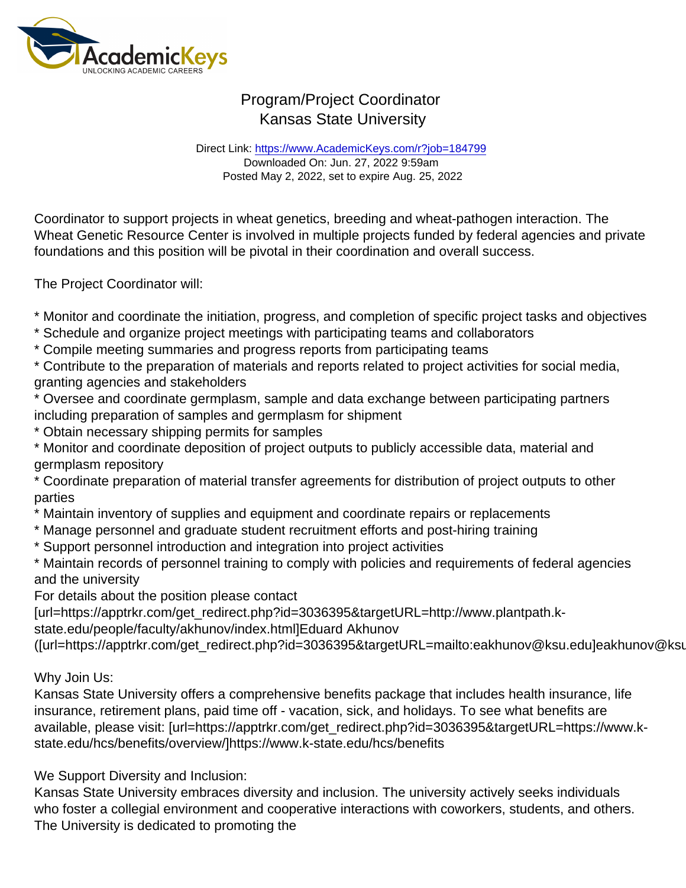# Program/Project Coordinator
## Kansas State University

Direct Link: https://www.AcademicKeys.com/r?job=184799
Downloaded On: Jun. 27, 2022 9:59am
Posted May 2, 2022, set to expire Aug. 25, 2022

Coordinator to support projects in wheat genetics, breeding and wheat-pathogen interaction. The Wheat Genetic Resource Center is involved in multiple projects funded by federal agencies and private foundations and this position will be pivotal in their coordination and overall success.

The Project Coordinator will:

* Monitor and coordinate the initiation, progress, and completion of specific project tasks and objectives
* Schedule and organize project meetings with participating teams and collaborators
* Compile meeting summaries and progress reports from participating teams
* Contribute to the preparation of materials and reports related to project activities for social media, granting agencies and stakeholders
* Oversee and coordinate germplasm, sample and data exchange between participating partners including preparation of samples and germplasm for shipment
* Obtain necessary shipping permits for samples
* Monitor and coordinate deposition of project outputs to publicly accessible data, material and germplasm repository
* Coordinate preparation of material transfer agreements for distribution of project outputs to other parties
* Maintain inventory of supplies and equipment and coordinate repairs or replacements
* Manage personnel and graduate student recruitment efforts and post-hiring training
* Support personnel introduction and integration into project activities
* Maintain records of personnel training to comply with policies and requirements of federal agencies and the university

For details about the position please contact [url=https://apptrkr.com/get_redirect.php?id=3036395&targetURL=http://www.plantpath.k-state.edu/people/faculty/akhunov/index.html]Eduard Akhunov ([url=https://apptrkr.com/get_redirect.php?id=3036395&targetURL=mailto:eakhunov@ksu.edu]eakhunov@ksu

Why Join Us:
Kansas State University offers a comprehensive benefits package that includes health insurance, life insurance, retirement plans, paid time off - vacation, sick, and holidays. To see what benefits are available, please visit: [url=https://apptrkr.com/get_redirect.php?id=3036395&targetURL=https://www.k-state.edu/hcs/benefits/overview/]https://www.k-state.edu/hcs/benefits

We Support Diversity and Inclusion:
Kansas State University embraces diversity and inclusion. The university actively seeks individuals who foster a collegial environment and cooperative interactions with coworkers, students, and others. The University is dedicated to promoting the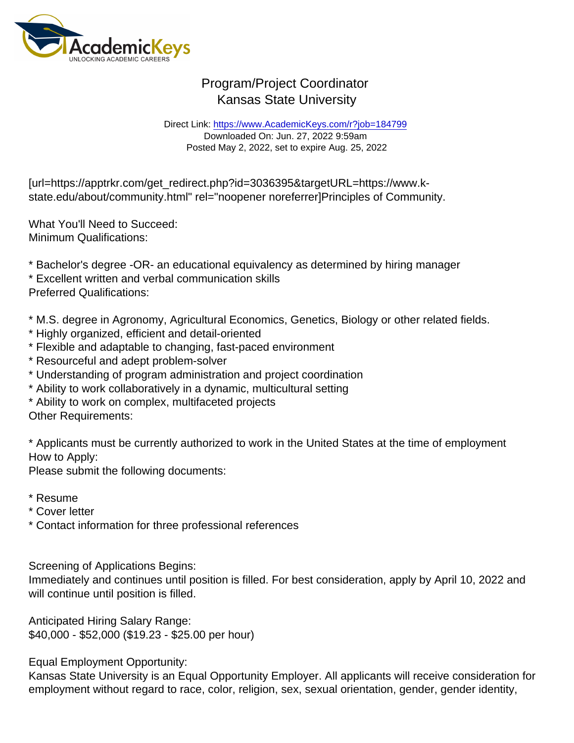[url=https://apptrkr.com/get_redirect.php?id=3036395&targetURL=https://www.k-state.edu/about/community.html" rel="noopener noreferrer]Principles of Community.

What You'll Need to Succeed:
Minimum Qualifications:

* Bachelor's degree -OR- an educational equivalency as determined by hiring manager
* Excellent written and verbal communication skills

Preferred Qualifications:

* M.S. degree in Agronomy, Agricultural Economics, Genetics, Biology or other related fields.
* Highly organized, efficient and detail-oriented
* Flexible and adaptable to changing, fast-paced environment
* Resourceful and adept problem-solver
* Understanding of program administration and project coordination
* Ability to work collaboratively in a dynamic, multicultural setting
* Ability to work on complex, multifaceted projects

Other Requirements:

* Applicants must be currently authorized to work in the United States at the time of employment

How to Apply:
Please submit the following documents:

* Resume
* Cover letter
* Contact information for three professional references

Screening of Applications Begins:
Immediately and continues until position is filled. For best consideration, apply by April 10, 2022 and will continue until position is filled.

Anticipated Hiring Salary Range:
$40,000 - $52,000 ($19.23 - $25.00 per hour)

Equal Employment Opportunity:
Kansas State University is an Equal Opportunity Employer. All applicants will receive consideration for employment without regard to race, color, religion, sex, sexual orientation, gender, gender identity,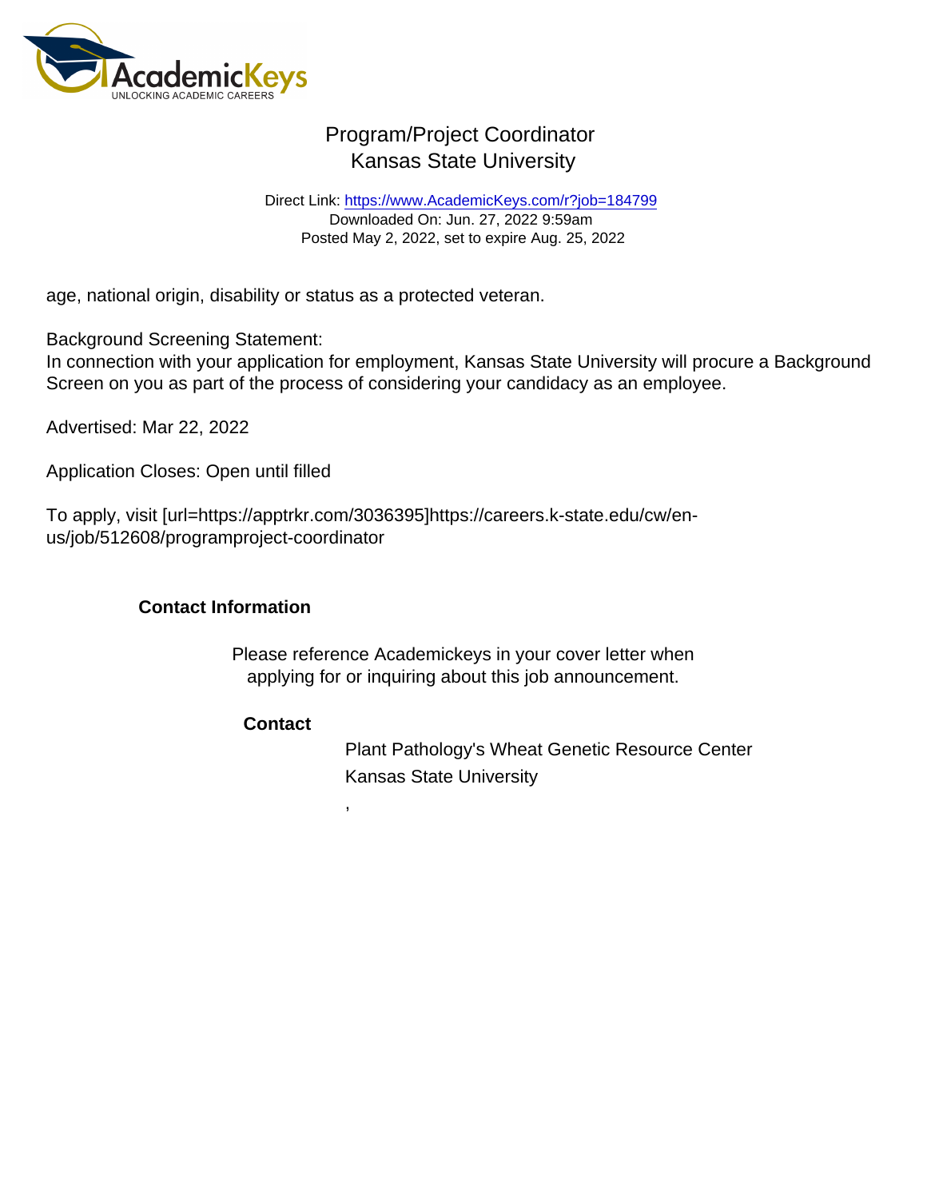age, national origin, disability or status as a protected veteran.

Background Screening Statement:
In connection with your application for employment, Kansas State University will procure a Background Screen on you as part of the process of considering your candidacy as an employee.

Advertised: Mar 22, 2022

Application Closes: Open until filled

To apply, visit [url=https://apptrkr.com/3036395]https://careers.k-state.edu/cw/en-us/job/512608/programproject-coordinator

## Contact Information

Please reference Academickeys in your cover letter when applying for or inquiring about this job announcement.

**Contact**

Plant Pathology's Wheat Genetic Resource Center
Kansas State University

,